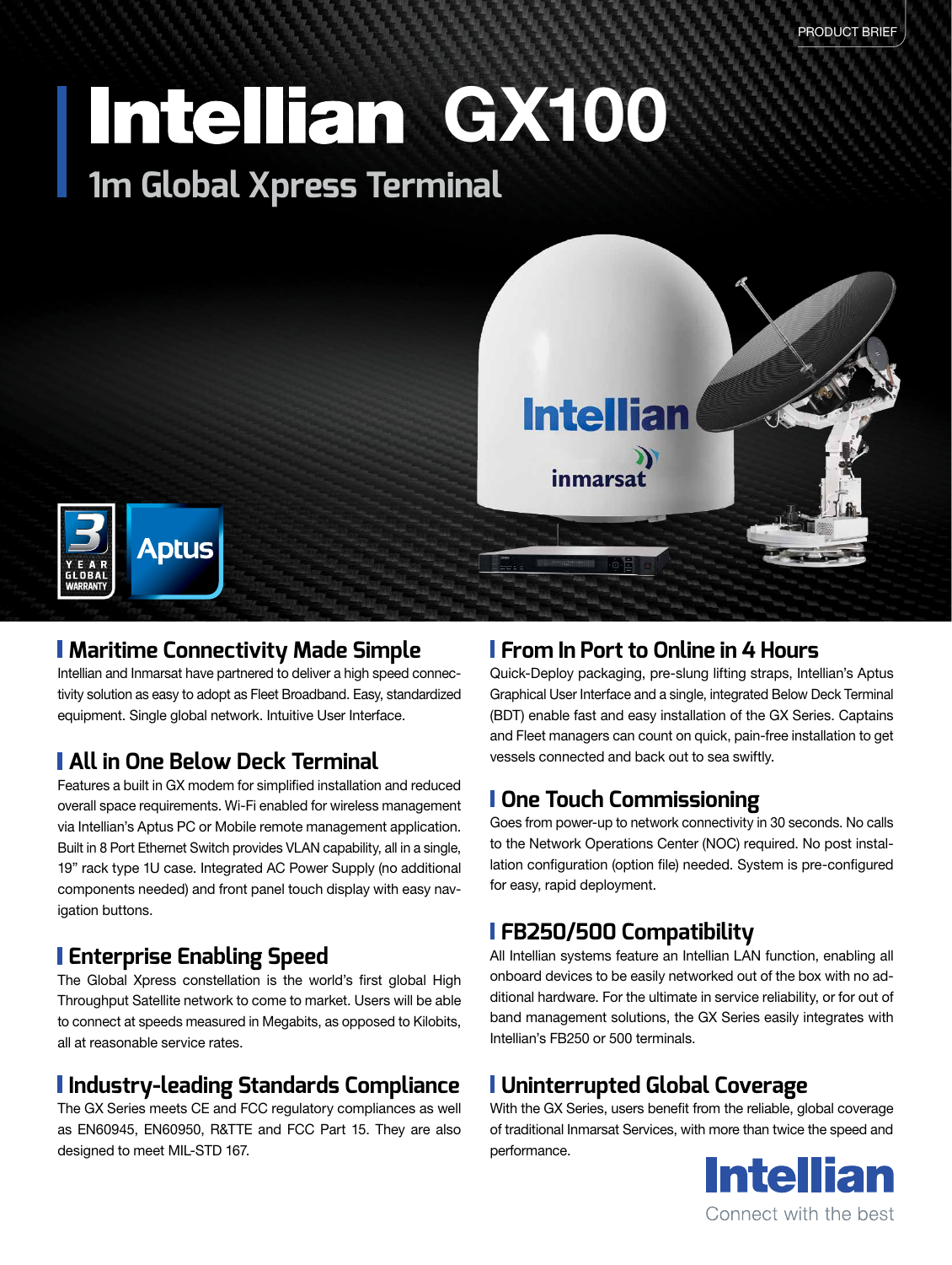PRODUCT BRIEF

# Intellian GX100

## 1m Global Xpress Terminal

3 YEAR GLOBAL WARRANTY

Aptus

### Maritime Connectivity Made Simple

Intellian and Inmarsat have partnered to deliver a high speed connectivity solution as easy to adopt as Fleet Broadband. Easy, standardized equipment. Single global network. Intuitive User Interface.

### All in One Below Deck Terminal

Features a built in GX modem for simplified installation and reduced overall space requirements. Wi-Fi enabled for wireless management via Intellian's Aptus PC or Mobile remote management application. Built in 8 Port Ethernet Switch provides VLAN capability, all in a single, 19" rack type 1U case. Integrated AC Power Supply (no additional components needed) and front panel touch display with easy navigation buttons.

### Enterprise Enabling Speed

The Global Xpress constellation is the world's first global High Throughput Satellite network to come to market. Users will be able to connect at speeds measured in Megabits, as opposed to Kilobits, all at reasonable service rates.

### Industry-leading Standards Compliance

The GX Series meets CE and FCC regulatory compliances as well as EN60945, EN60950, R&TTE and FCC Part 15. They are also designed to meet MIL-STD 167.

### From In Port to Online in 4 Hours

Quick-Deploy packaging, pre-slung lifting straps, Intellian's Aptus Graphical User Interface and a single, integrated Below Deck Terminal (BDT) enable fast and easy installation of the GX Series. Captains and Fleet managers can count on quick, pain-free installation to get vessels connected and back out to sea swiftly.

### One Touch Commissioning

Goes from power-up to network connectivity in 30 seconds. No calls to the Network Operations Center (NOC) required. No post installation configuration (option file) needed. System is pre-configured for easy, rapid deployment.

### FB250/500 Compatibility

All Intellian systems feature an Intellian LAN function, enabling all onboard devices to be easily networked out of the box with no additional hardware. For the ultimate in service reliability, or for out of band management solutions, the GX Series easily integrates with Intellian's FB250 or 500 terminals.

### Uninterrupted Global Coverage

With the GX Series, users benefit from the reliable, global coverage of traditional Inmarsat Services, with more than twice the speed and performance.

Intellian
Connect with the best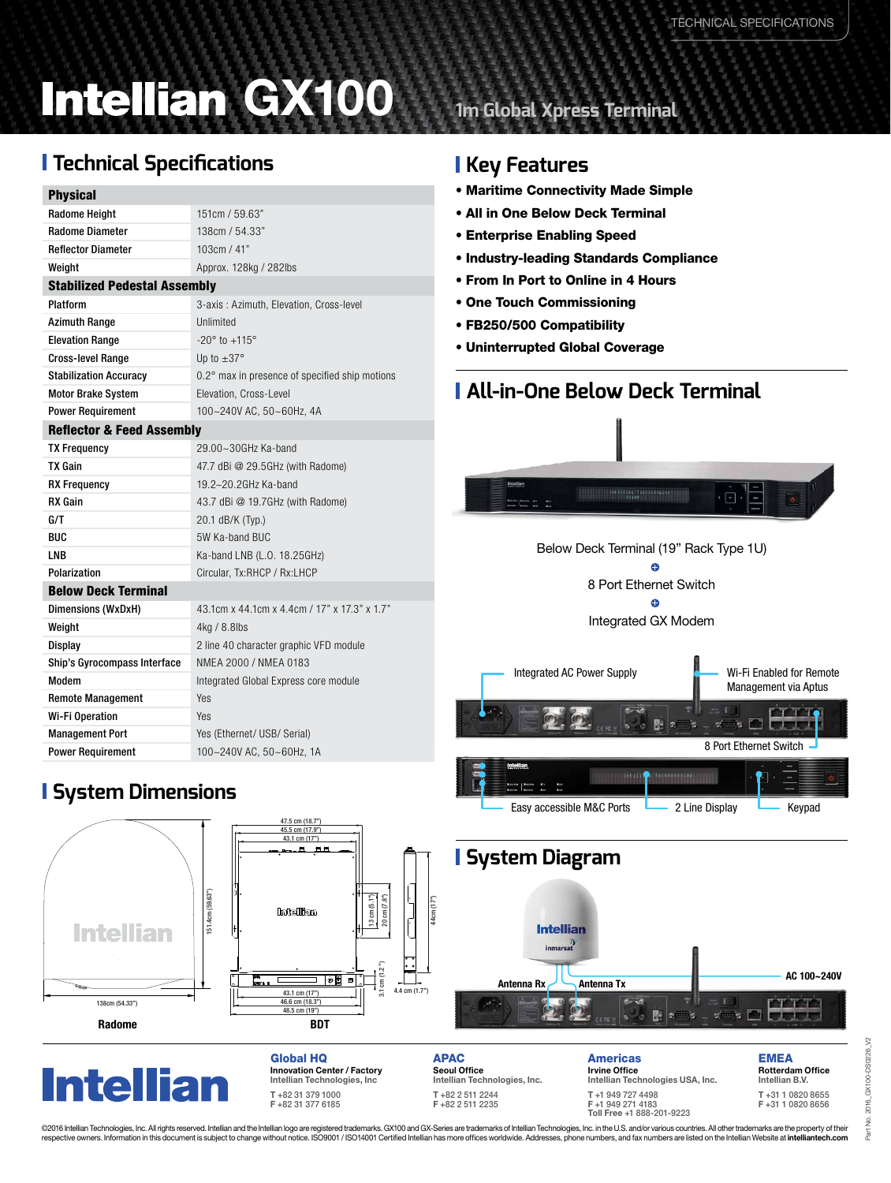# Intellian GX100

1m Global Xpress Terminal

## Technical Specifications

| | |
|---|---|
| **Physical** | |
| Radome Height | 151cm / 59.63" |
| Radome Diameter | 138cm / 54.33" |
| Reflector Diameter | 103cm / 41" |
| Weight | Approx. 128kg / 282lbs |
| **Stabilized Pedestal Assembly** | |
| Platform | 3-axis : Azimuth, Elevation, Cross-level |
| Azimuth Range | Unlimited |
| Elevation Range | -20° to +115° |
| Cross-level Range | Up to ±37° |
| Stabilization Accuracy | 0.2° max in presence of specified ship motions |
| Motor Brake System | Elevation, Cross-Level |
| Power Requirement | 100~240V AC, 50~60Hz, 4A |
| **Reflector & Feed Assembly** | |
| TX Frequency | 29.00~30GHz Ka-band |
| TX Gain | 47.7 dBi @ 29.5GHz (with Radome) |
| RX Frequency | 19.2~20.2GHz Ka-band |
| RX Gain | 43.7 dBi @ 19.7GHz (with Radome) |
| G/T | 20.1 dB/K (Typ.) |
| BUC | 5W Ka-band BUC |
| LNB | Ka-band LNB (L.O. 18.25GHz) |
| Polarization | Circular, Tx:RHCP / Rx:LHCP |
| **Below Deck Terminal** | |
| Dimensions (WxDxH) | 43.1cm x 44.1cm x 4.4cm / 17" x 17.3" x 1.7" |
| Weight | 4kg / 8.8lbs |
| Display | 2 line 40 character graphic VFD module |
| Ship's Gyrocompass Interface | NMEA 2000 / NMEA 0183 |
| Modem | Integrated Global Express core module |
| Remote Management | Yes |
| Wi-Fi Operation | Yes |
| Management Port | Yes (Ethernet/ USB/ Serial) |
| Power Requirement | 100~240V AC, 50~60Hz, 1A |

## System Dimensions

Intellian
151.4cm (59.63")
138cm (54.33")
**Radome**

47.5 cm (18.7")
45.5 cm (17.9")
43.1 cm (17")
13 cm (5.1")
20 cm (7.8")
44cm (17")
3.1 cm (1.2")
4.4 cm (1.7")
43.1 cm (17")
46.6 cm (18.3")
48.5 cm (19")
**BDT**

## Key Features

- **Maritime Connectivity Made Simple**
- **All in One Below Deck Terminal**
- **Enterprise Enabling Speed**
- **Industry-leading Standards Compliance**
- **From In Port to Online in 4 Hours**
- **One Touch Commissioning**
- **FB250/500 Compatibility**
- **Uninterrupted Global Coverage**

## All-in-One Below Deck Terminal

Below Deck Terminal (19" Rack Type 1U)
+
8 Port Ethernet Switch
+
Integrated GX Modem

Integrated AC Power Supply
Wi-Fi Enabled for Remote Management via Aptus
8 Port Ethernet Switch
Easy accessible M&C Ports
2 Line Display
Keypad

## System Diagram

Intellian
inmarsat
Antenna Rx
Antenna Tx
AC 100~240V

---

**Intellian**

**Global HQ**
**Innovation Center / Factory**
**Intellian Technologies, Inc**
**T** +82 31 379 1000
**F** +82 31 377 6185

**APAC**
**Seoul Office**
**Intellian Technologies, Inc.**
**T** +82 2 511 2244
**F** +82 2 511 2235

**Americas**
**Irvine Office**
**Intellian Technologies USA, Inc.**
**T** +1 949 727 4498
**F** +1 949 271 4183
**Toll Free** +1 888-201-9223

**EMEA**
**Rotterdam Office**
**Intellian B.V.**
**T** +31 1 0820 8655
**F** +31 1 0820 8656

©2016 Intellian Technologies, Inc. All rights reserved. Intellian and the Intellian logo are registered trademarks. GX100 and GX-Series are trademarks of Intellian Technologies, Inc. in the U.S. and/or various countries. All other trademarks are the property of their respective owners. Information in this document is subject to change without notice. ISO9001 / ISO14001 Certified Intellian has more offices worldwide. Addresses, phone numbers, and fax numbers are listed on the Intellian Website at **intelliantech.com**

Part No. 2016_GX100-DS0226_V2